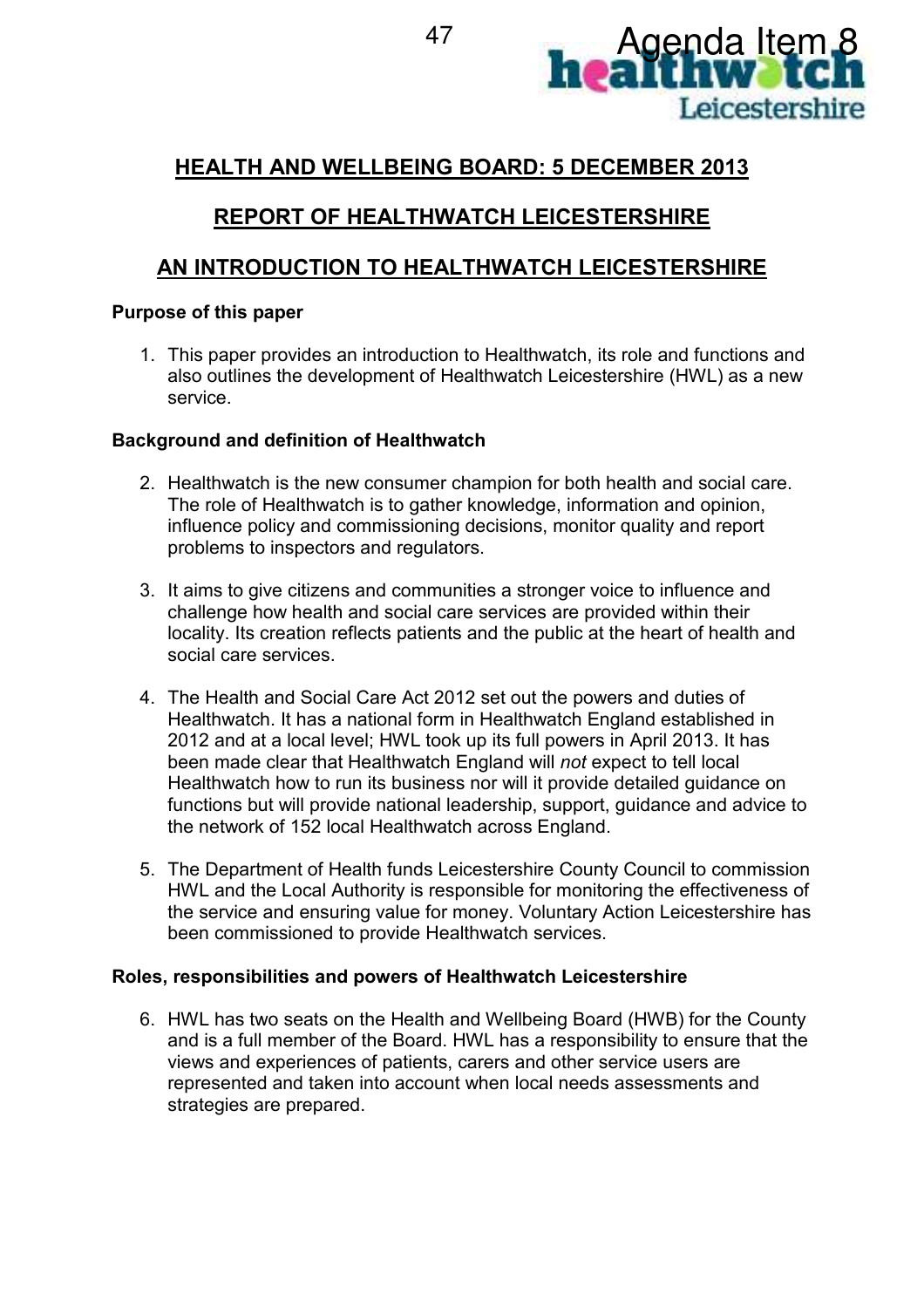# HEALTH AND WELLBEING BOARD: 5 DECEMBER 2013

## REPORT OF HEALTHWATCH LEICESTERSHIRE

## AN INTRODUCTION TO HEALTHWATCH LEICESTERSHIRE

**Purpose of this paper**

1. This paper provides an introduction to Healthwatch, its role and functions and also outlines the development of Healthwatch Leicestershire (HWL) as a new service.

**Background and definition of Healthwatch**

2. Healthwatch is the new consumer champion for both health and social care. The role of Healthwatch is to gather knowledge, information and opinion, influence policy and commissioning decisions, monitor quality and report problems to inspectors and regulators.

3. It aims to give citizens and communities a stronger voice to influence and challenge how health and social care services are provided within their locality. Its creation reflects patients and the public at the heart of health and social care services.

4. The Health and Social Care Act 2012 set out the powers and duties of Healthwatch. It has a national form in Healthwatch England established in 2012 and at a local level; HWL took up its full powers in April 2013. It has been made clear that Healthwatch England will *not* expect to tell local Healthwatch how to run its business nor will it provide detailed guidance on functions but will provide national leadership, support, guidance and advice to the network of 152 local Healthwatch across England.

5. The Department of Health funds Leicestershire County Council to commission HWL and the Local Authority is responsible for monitoring the effectiveness of the service and ensuring value for money. Voluntary Action Leicestershire has been commissioned to provide Healthwatch services.

**Roles, responsibilities and powers of Healthwatch Leicestershire**

6. HWL has two seats on the Health and Wellbeing Board (HWB) for the County and is a full member of the Board. HWL has a responsibility to ensure that the views and experiences of patients, carers and other service users are represented and taken into account when local needs assessments and strategies are prepared.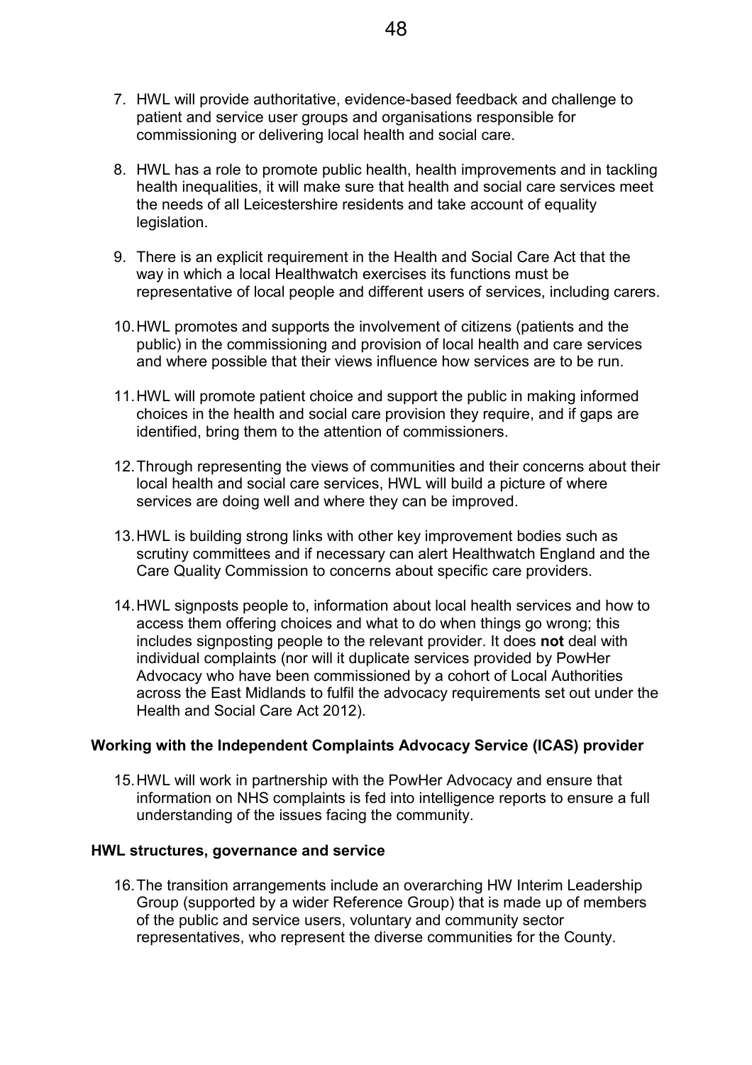7. HWL will provide authoritative, evidence-based feedback and challenge to patient and service user groups and organisations responsible for commissioning or delivering local health and social care.

8. HWL has a role to promote public health, health improvements and in tackling health inequalities, it will make sure that health and social care services meet the needs of all Leicestershire residents and take account of equality legislation.

9. There is an explicit requirement in the Health and Social Care Act that the way in which a local Healthwatch exercises its functions must be representative of local people and different users of services, including carers.

10. HWL promotes and supports the involvement of citizens (patients and the public) in the commissioning and provision of local health and care services and where possible that their views influence how services are to be run.

11. HWL will promote patient choice and support the public in making informed choices in the health and social care provision they require, and if gaps are identified, bring them to the attention of commissioners.

12. Through representing the views of communities and their concerns about their local health and social care services, HWL will build a picture of where services are doing well and where they can be improved.

13. HWL is building strong links with other key improvement bodies such as scrutiny committees and if necessary can alert Healthwatch England and the Care Quality Commission to concerns about specific care providers.

14. HWL signposts people to, information about local health services and how to access them offering choices and what to do when things go wrong; this includes signposting people to the relevant provider. It does **not** deal with individual complaints (nor will it duplicate services provided by PowHer Advocacy who have been commissioned by a cohort of Local Authorities across the East Midlands to fulfil the advocacy requirements set out under the Health and Social Care Act 2012).

**Working with the Independent Complaints Advocacy Service (ICAS) provider**

15. HWL will work in partnership with the PowHer Advocacy and ensure that information on NHS complaints is fed into intelligence reports to ensure a full understanding of the issues facing the community.

**HWL structures, governance and service**

16. The transition arrangements include an overarching HW Interim Leadership Group (supported by a wider Reference Group) that is made up of members of the public and service users, voluntary and community sector representatives, who represent the diverse communities for the County.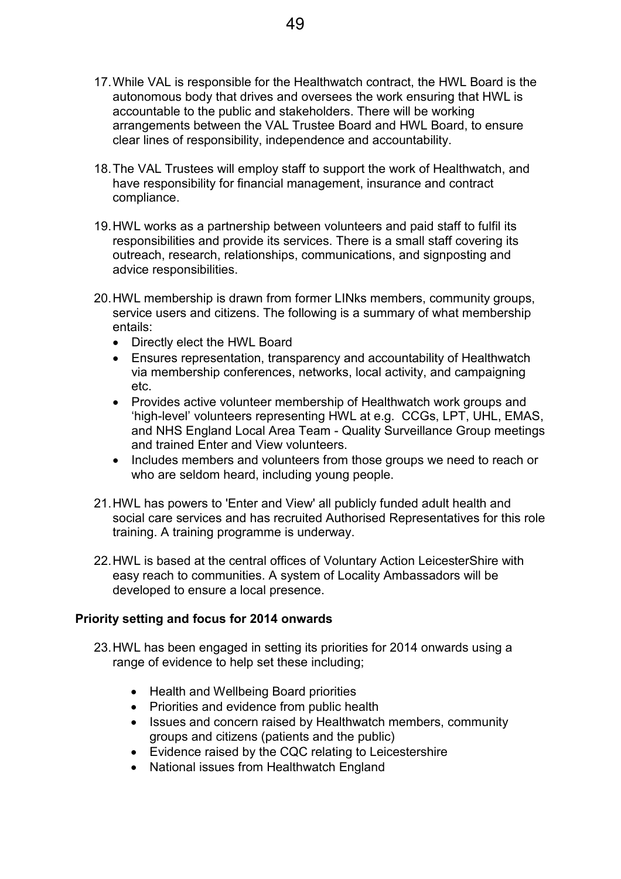17. While VAL is responsible for the Healthwatch contract, the HWL Board is the autonomous body that drives and oversees the work ensuring that HWL is accountable to the public and stakeholders. There will be working arrangements between the VAL Trustee Board and HWL Board, to ensure clear lines of responsibility, independence and accountability.

18. The VAL Trustees will employ staff to support the work of Healthwatch, and have responsibility for financial management, insurance and contract compliance.

19. HWL works as a partnership between volunteers and paid staff to fulfil its responsibilities and provide its services. There is a small staff covering its outreach, research, relationships, communications, and signposting and advice responsibilities.

20. HWL membership is drawn from former LINks members, community groups, service users and citizens. The following is a summary of what membership entails:
    - Directly elect the HWL Board
    - Ensures representation, transparency and accountability of Healthwatch via membership conferences, networks, local activity, and campaigning etc.
    - Provides active volunteer membership of Healthwatch work groups and 'high-level' volunteers representing HWL at e.g. CCGs, LPT, UHL, EMAS, and NHS England Local Area Team - Quality Surveillance Group meetings and trained Enter and View volunteers.
    - Includes members and volunteers from those groups we need to reach or who are seldom heard, including young people.

21. HWL has powers to 'Enter and View' all publicly funded adult health and social care services and has recruited Authorised Representatives for this role training. A training programme is underway.

22. HWL is based at the central offices of Voluntary Action LeicesterShire with easy reach to communities. A system of Locality Ambassadors will be developed to ensure a local presence.

**Priority setting and focus for 2014 onwards**

23. HWL has been engaged in setting its priorities for 2014 onwards using a range of evidence to help set these including;

    - Health and Wellbeing Board priorities
    - Priorities and evidence from public health
    - Issues and concern raised by Healthwatch members, community groups and citizens (patients and the public)
    - Evidence raised by the CQC relating to Leicestershire
    - National issues from Healthwatch England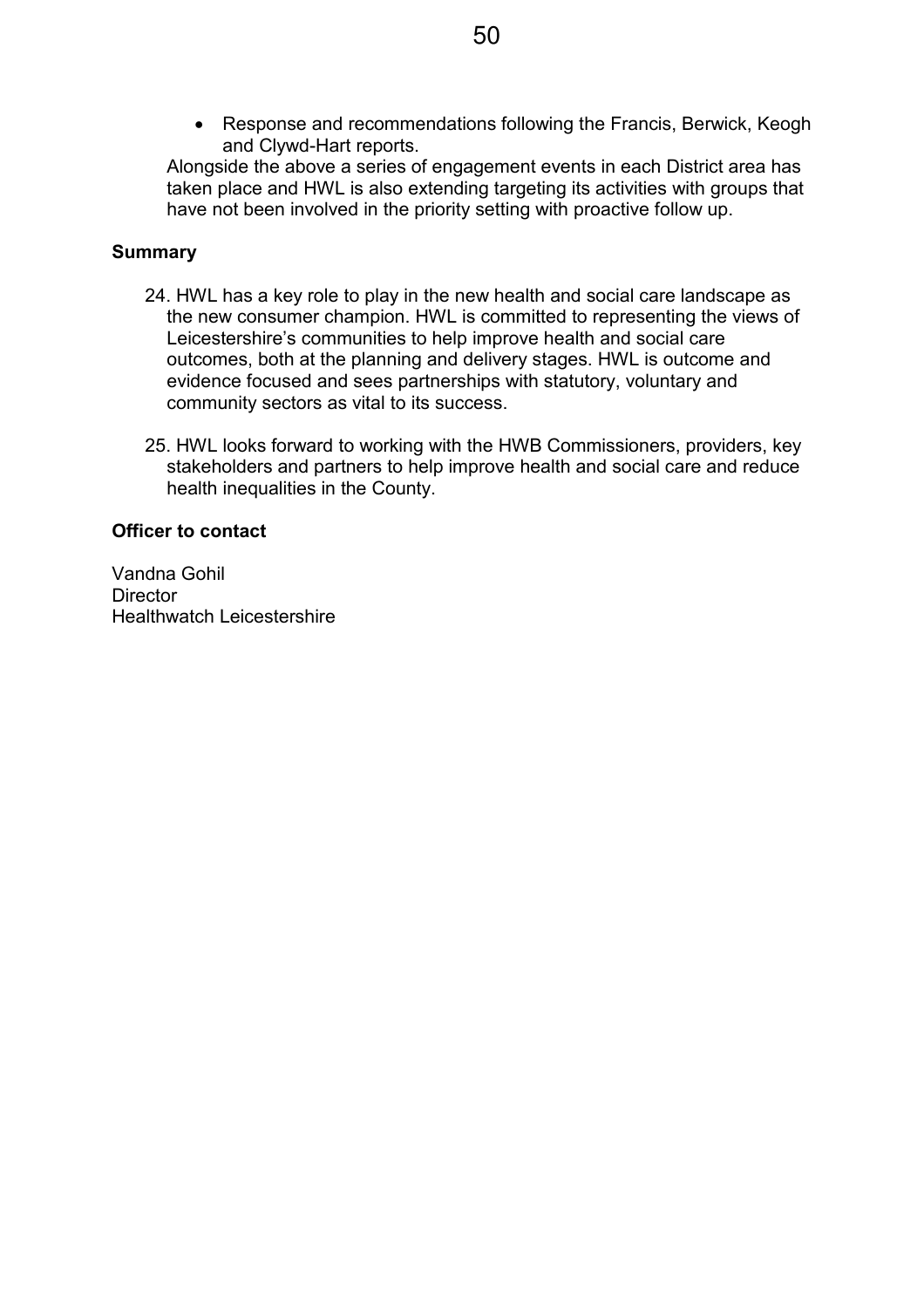- Response and recommendations following the Francis, Berwick, Keogh and Clywd-Hart reports.

Alongside the above a series of engagement events in each District area has taken place and HWL is also extending targeting its activities with groups that have not been involved in the priority setting with proactive follow up.

**Summary**

24. HWL has a key role to play in the new health and social care landscape as the new consumer champion. HWL is committed to representing the views of Leicestershire's communities to help improve health and social care outcomes, both at the planning and delivery stages. HWL is outcome and evidence focused and sees partnerships with statutory, voluntary and community sectors as vital to its success.

25. HWL looks forward to working with the HWB Commissioners, providers, key stakeholders and partners to help improve health and social care and reduce health inequalities in the County.

**Officer to contact**

Vandna Gohil
Director
Healthwatch Leicestershire